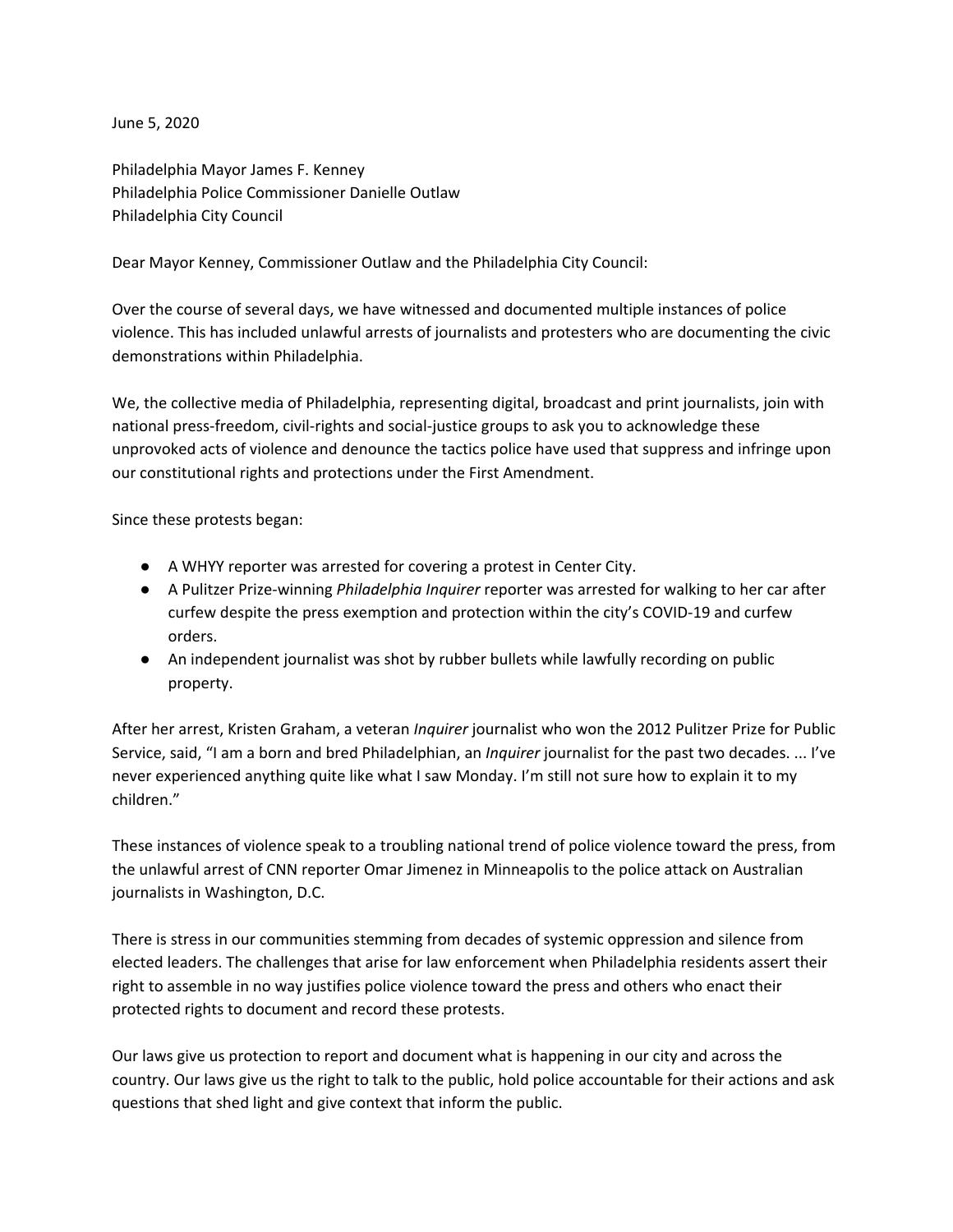June 5, 2020

Philadelphia Mayor James F. Kenney
Philadelphia Police Commissioner Danielle Outlaw
Philadelphia City Council

Dear Mayor Kenney, Commissioner Outlaw and the Philadelphia City Council:

Over the course of several days, we have witnessed and documented multiple instances of police violence. This has included unlawful arrests of journalists and protesters who are documenting the civic demonstrations within Philadelphia.

We, the collective media of Philadelphia, representing digital, broadcast and print journalists, join with national press-freedom, civil-rights and social-justice groups to ask you to acknowledge these unprovoked acts of violence and denounce the tactics police have used that suppress and infringe upon our constitutional rights and protections under the First Amendment.

Since these protests began:

- A WHYY reporter was arrested for covering a protest in Center City.
- A Pulitzer Prize-winning *Philadelphia Inquirer* reporter was arrested for walking to her car after curfew despite the press exemption and protection within the city's COVID-19 and curfew orders.
- An independent journalist was shot by rubber bullets while lawfully recording on public property.

After her arrest, Kristen Graham, a veteran *Inquirer* journalist who won the 2012 Pulitzer Prize for Public Service, said, "I am a born and bred Philadelphian, an *Inquirer* journalist for the past two decades. ... I've never experienced anything quite like what I saw Monday. I'm still not sure how to explain it to my children."

These instances of violence speak to a troubling national trend of police violence toward the press, from the unlawful arrest of CNN reporter Omar Jimenez in Minneapolis to the police attack on Australian journalists in Washington, D.C.

There is stress in our communities stemming from decades of systemic oppression and silence from elected leaders. The challenges that arise for law enforcement when Philadelphia residents assert their right to assemble in no way justifies police violence toward the press and others who enact their protected rights to document and record these protests.

Our laws give us protection to report and document what is happening in our city and across the country. Our laws give us the right to talk to the public, hold police accountable for their actions and ask questions that shed light and give context that inform the public.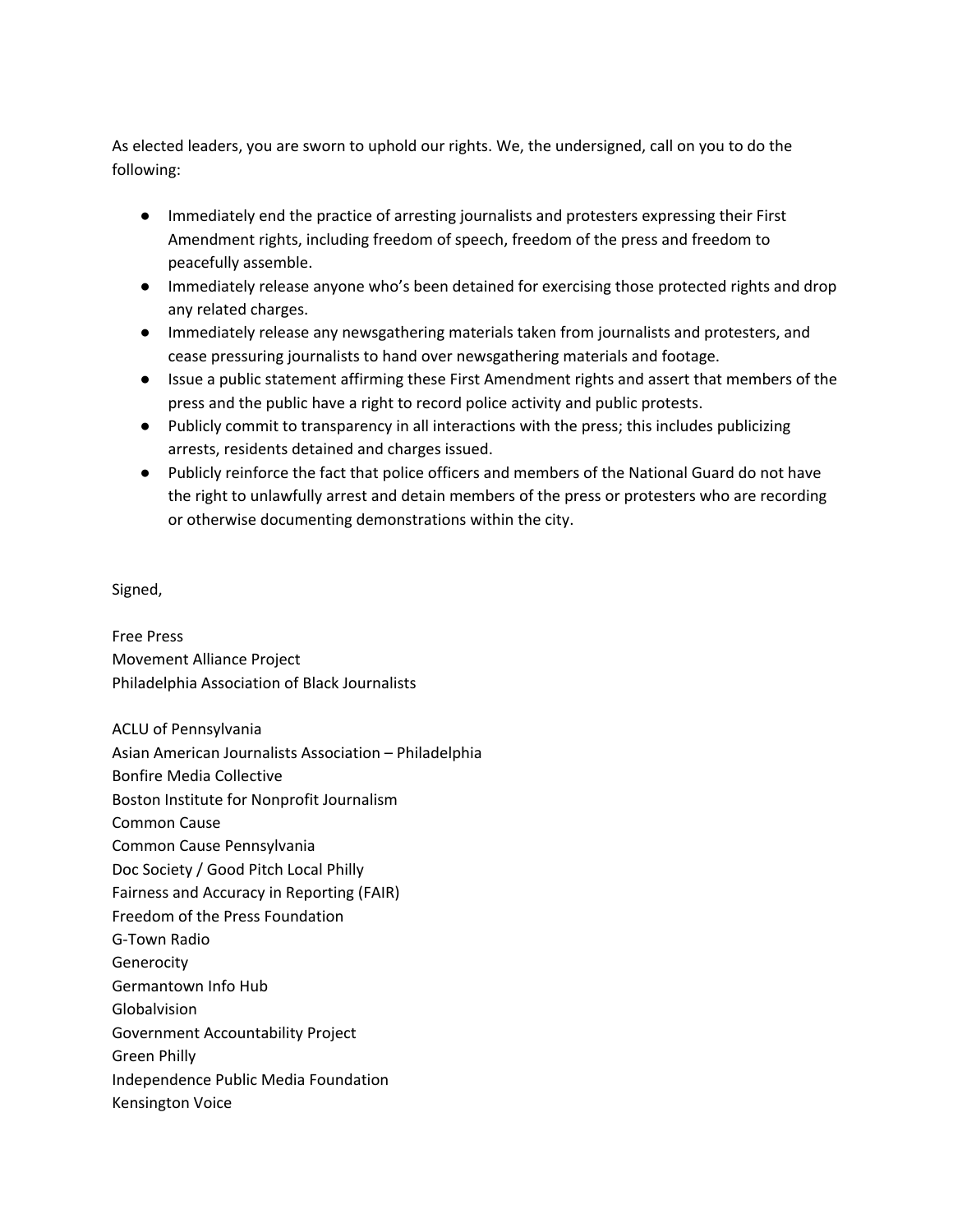As elected leaders, you are sworn to uphold our rights. We, the undersigned, call on you to do the following:

- Immediately end the practice of arresting journalists and protesters expressing their First Amendment rights, including freedom of speech, freedom of the press and freedom to peacefully assemble.
- Immediately release anyone who's been detained for exercising those protected rights and drop any related charges.
- Immediately release any newsgathering materials taken from journalists and protesters, and cease pressuring journalists to hand over newsgathering materials and footage.
- Issue a public statement affirming these First Amendment rights and assert that members of the press and the public have a right to record police activity and public protests.
- Publicly commit to transparency in all interactions with the press; this includes publicizing arrests, residents detained and charges issued.
- Publicly reinforce the fact that police officers and members of the National Guard do not have the right to unlawfully arrest and detain members of the press or protesters who are recording or otherwise documenting demonstrations within the city.

Signed,

Free Press
Movement Alliance Project
Philadelphia Association of Black Journalists

ACLU of Pennsylvania
Asian American Journalists Association – Philadelphia
Bonfire Media Collective
Boston Institute for Nonprofit Journalism
Common Cause
Common Cause Pennsylvania
Doc Society / Good Pitch Local Philly
Fairness and Accuracy in Reporting (FAIR)
Freedom of the Press Foundation
G-Town Radio
Generocity
Germantown Info Hub
Globalvision
Government Accountability Project
Green Philly
Independence Public Media Foundation
Kensington Voice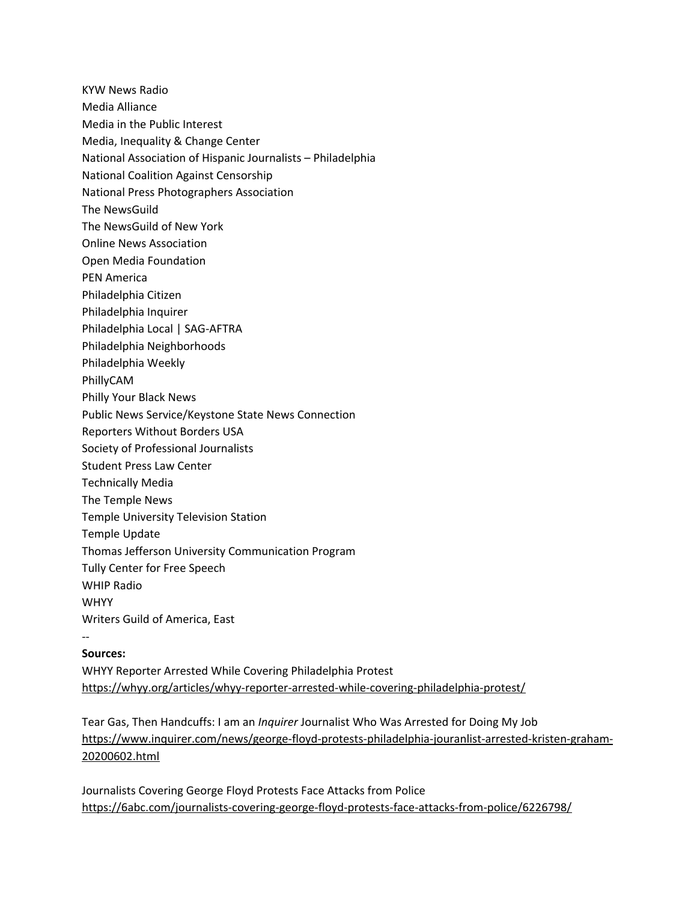KYW News Radio
Media Alliance
Media in the Public Interest
Media, Inequality & Change Center
National Association of Hispanic Journalists – Philadelphia
National Coalition Against Censorship
National Press Photographers Association
The NewsGuild
The NewsGuild of New York
Online News Association
Open Media Foundation
PEN America
Philadelphia Citizen
Philadelphia Inquirer
Philadelphia Local | SAG-AFTRA
Philadelphia Neighborhoods
Philadelphia Weekly
PhillyCAM
Philly Your Black News
Public News Service/Keystone State News Connection
Reporters Without Borders USA
Society of Professional Journalists
Student Press Law Center
Technically Media
The Temple News
Temple University Television Station
Temple Update
Thomas Jefferson University Communication Program
Tully Center for Free Speech
WHIP Radio
WHYY
Writers Guild of America, East

--

**Sources:**

WHYY Reporter Arrested While Covering Philadelphia Protest
https://whyy.org/articles/whyy-reporter-arrested-while-covering-philadelphia-protest/

Tear Gas, Then Handcuffs: I am an *Inquirer* Journalist Who Was Arrested for Doing My Job
https://www.inquirer.com/news/george-floyd-protests-philadelphia-jouranlist-arrested-kristen-graham-20200602.html

Journalists Covering George Floyd Protests Face Attacks from Police
https://6abc.com/journalists-covering-george-floyd-protests-face-attacks-from-police/6226798/